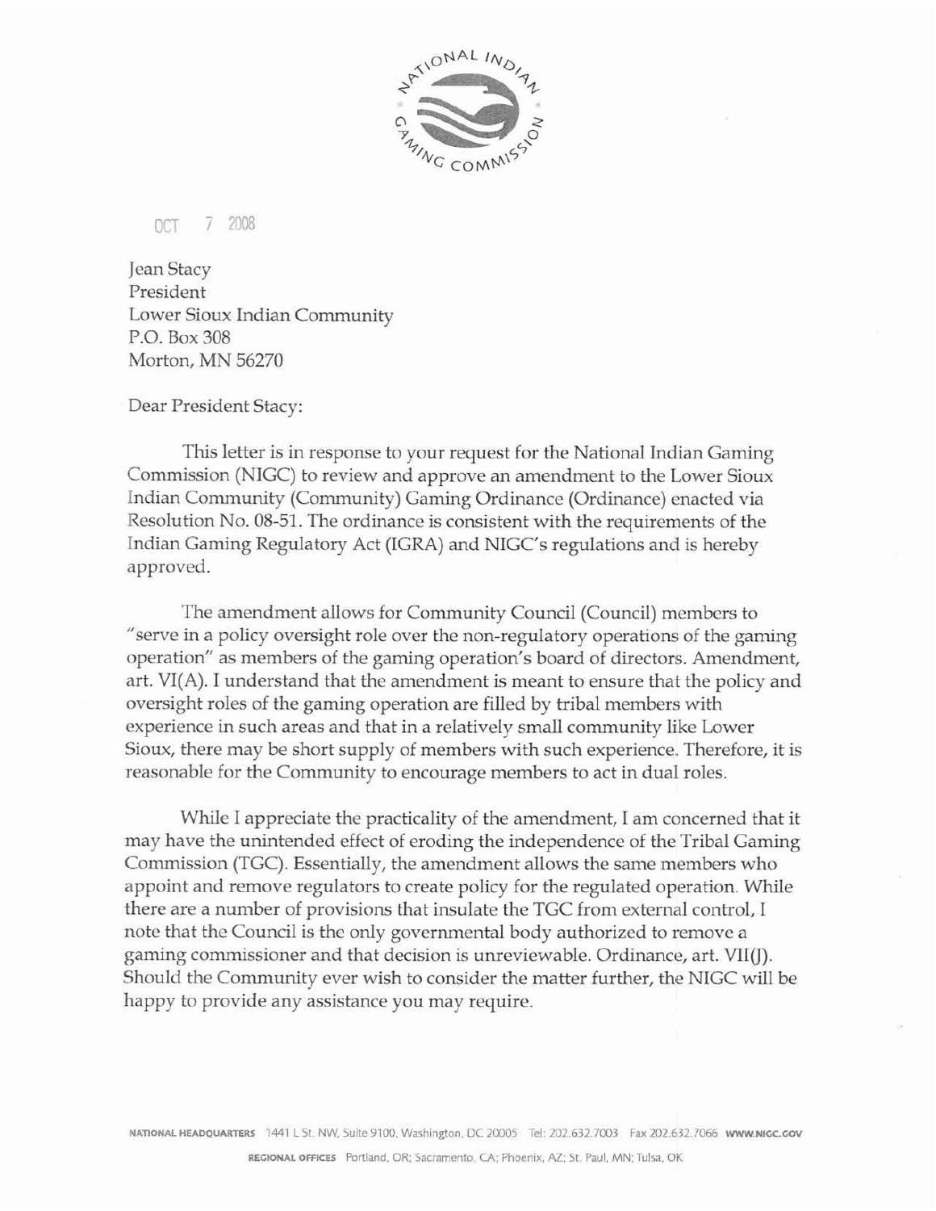OCT 7 2008

Jean Stacy
President
Lower Sioux Indian Community
P.O. Box 308
Morton, MN 56270

Dear President Stacy:

This letter is in response to your request for the National Indian Gaming Commission (NIGC) to review and approve an amendment to the Lower Sioux Indian Community (Community) Gaming Ordinance (Ordinance) enacted via Resolution No. 08-51. The ordinance is consistent with the requirements of the Indian Gaming Regulatory Act (IGRA) and NIGC's regulations and is hereby approved.

The amendment allows for Community Council (Council) members to "serve in a policy oversight role over the non-regulatory operations of the gaming operation" as members of the gaming operation's board of directors. Amendment, art. VI(A). I understand that the amendment is meant to ensure that the policy and oversight roles of the gaming operation are filled by tribal members with experience in such areas and that in a relatively small community like Lower Sioux, there may be short supply of members with such experience. Therefore, it is reasonable for the Community to encourage members to act in dual roles.

While I appreciate the practicality of the amendment, I am concerned that it may have the unintended effect of eroding the independence of the Tribal Gaming Commission (TGC). Essentially, the amendment allows the same members who appoint and remove regulators to create policy for the regulated operation. While there are a number of provisions that insulate the TGC from external control, I note that the Council is the only governmental body authorized to remove a gaming commissioner and that decision is unreviewable. Ordinance, art. VII(J). Should the Community ever wish to consider the matter further, the NIGC will be happy to provide any assistance you may require.

NATIONAL HEADQUARTERS 1441 L St. NW, Suite 9100, Washington, DC 20005 Tel: 202.632.7003 Fax 202.632.7066 WWW.NIGC.GOV

REGIONAL OFFICES Portland, OR; Sacramento, CA; Phoenix, AZ; St. Paul, MN; Tulsa, OK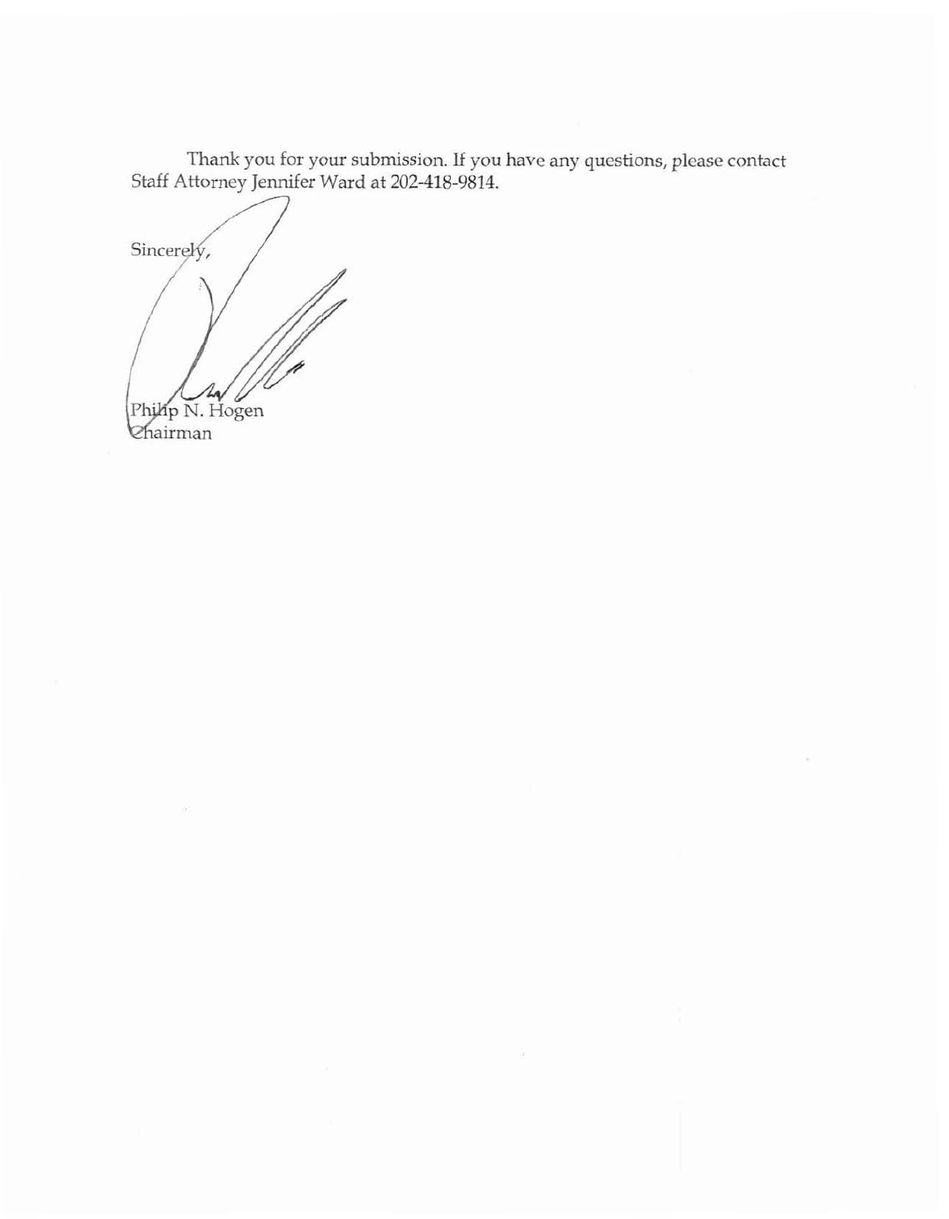Thank you for your submission. If you have any questions, please contact Staff Attorney Jennifer Ward at 202-418-9814.

Sincerely,

Philip N. Hogen
Chairman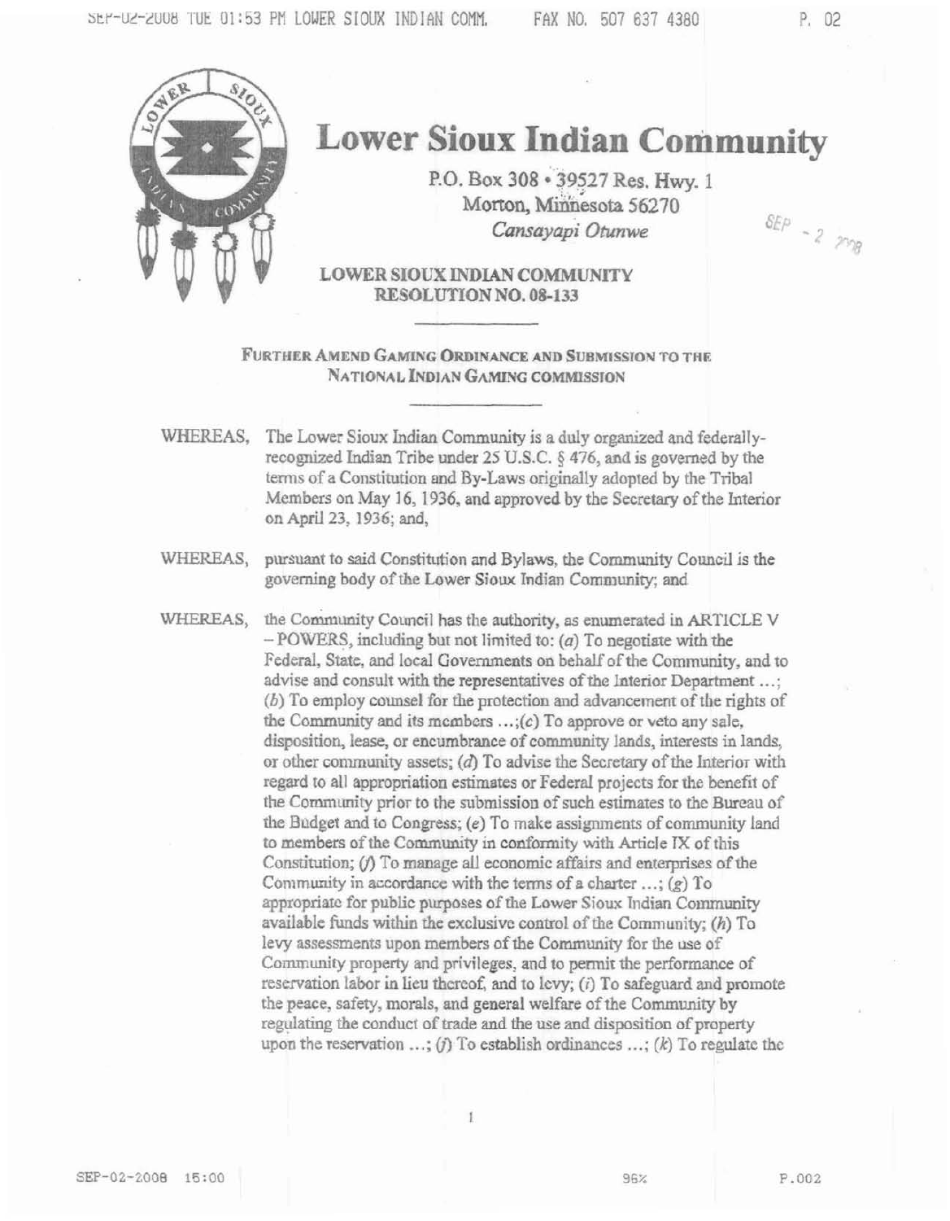# Lower Sioux Indian Community

P.O. Box 308 • 39527 Res. Hwy. 1
Morton, Minnesota 56270
*Cansayapi Otunwe*

SEP - 2 2008

**LOWER SIOUX INDIAN COMMUNITY**
**RESOLUTION NO. 08-133**

---

**FURTHER AMEND GAMING ORDINANCE AND SUBMISSION TO THE NATIONAL INDIAN GAMING COMMISSION**

---

WHEREAS, The Lower Sioux Indian Community is a duly organized and federally-recognized Indian Tribe under 25 U.S.C. § 476, and is governed by the terms of a Constitution and By-Laws originally adopted by the Tribal Members on May 16, 1936, and approved by the Secretary of the Interior on April 23, 1936; and,

WHEREAS, pursuant to said Constitution and Bylaws, the Community Council is the governing body of the Lower Sioux Indian Community; and

WHEREAS, the Community Council has the authority, as enumerated in ARTICLE V – POWERS, including but not limited to: (*a*) To negotiate with the Federal, State, and local Governments on behalf of the Community, and to advise and consult with the representatives of the Interior Department …; (*b*) To employ counsel for the protection and advancement of the rights of the Community and its members …;(*c*) To approve or veto any sale, disposition, lease, or encumbrance of community lands, interests in lands, or other community assets; (*d*) To advise the Secretary of the Interior with regard to all appropriation estimates or Federal projects for the benefit of the Community prior to the submission of such estimates to the Bureau of the Budget and to Congress; (*e*) To make assignments of community land to members of the Community in conformity with Article IX of this Constitution; (*f*) To manage all economic affairs and enterprises of the Community in accordance with the terms of a charter …; (*g*) To appropriate for public purposes of the Lower Sioux Indian Community available funds within the exclusive control of the Community; (*h*) To levy assessments upon members of the Community for the use of Community property and privileges, and to permit the performance of reservation labor in lieu thereof, and to levy; (*i*) To safeguard and promote the peace, safety, morals, and general welfare of the Community by regulating the conduct of trade and the use and disposition of property upon the reservation …; (*j*) To establish ordinances …; (*k*) To regulate the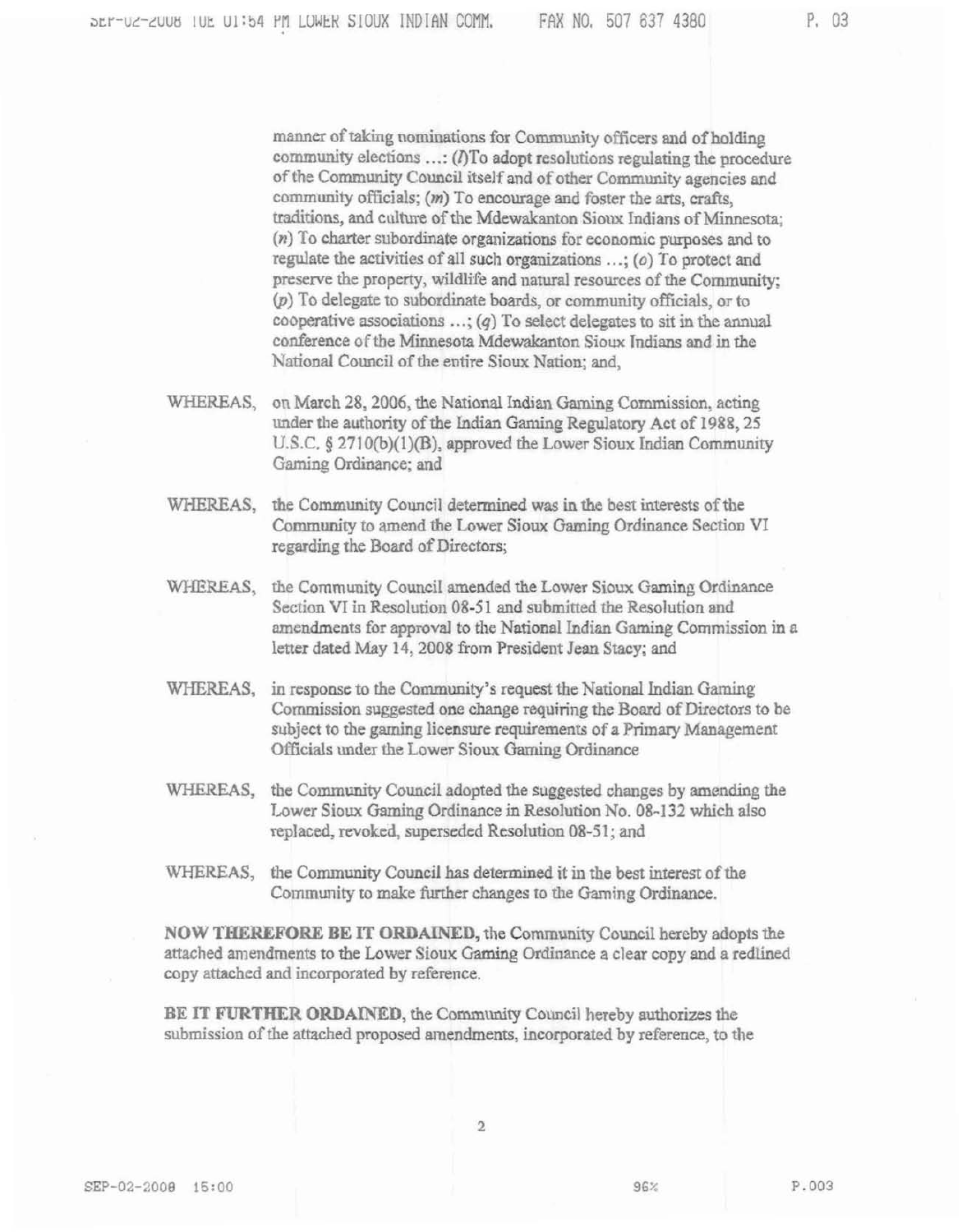manner of taking nominations for Community officers and of holding community elections …: (*l*)To adopt resolutions regulating the procedure of the Community Council itself and of other Community agencies and community officials; (*m*) To encourage and foster the arts, crafts, traditions, and culture of the Mdewakanton Sioux Indians of Minnesota; (*n*) To charter subordinate organizations for economic purposes and to regulate the activities of all such organizations …; (*o*) To protect and preserve the property, wildlife and natural resources of the Community; (*p*) To delegate to subordinate boards, or community officials, or to cooperative associations …; (*q*) To select delegates to sit in the annual conference of the Minnesota Mdewakanton Sioux Indians and in the National Council of the entire Sioux Nation; and,

WHEREAS, on March 28, 2006, the National Indian Gaming Commission, acting under the authority of the Indian Gaming Regulatory Act of 1988, 25 U.S.C. § 2710(b)(1)(B), approved the Lower Sioux Indian Community Gaming Ordinance; and

WHEREAS, the Community Council determined was in the best interests of the Community to amend the Lower Sioux Gaming Ordinance Section VI regarding the Board of Directors;

WHEREAS, the Community Council amended the Lower Sioux Gaming Ordinance Section VI in Resolution 08-51 and submitted the Resolution and amendments for approval to the National Indian Gaming Commission in a letter dated May 14, 2008 from President Jean Stacy; and

WHEREAS, in response to the Community's request the National Indian Gaming Commission suggested one change requiring the Board of Directors to be subject to the gaming licensure requirements of a Primary Management Officials under the Lower Sioux Gaming Ordinance

WHEREAS, the Community Council adopted the suggested changes by amending the Lower Sioux Gaming Ordinance in Resolution No. 08-132 which also replaced, revoked, superseded Resolution 08-51; and

WHEREAS, the Community Council has determined it in the best interest of the Community to make further changes to the Gaming Ordinance.

**NOW THEREFORE BE IT ORDAINED,** the Community Council hereby adopts the attached amendments to the Lower Sioux Gaming Ordinance a clear copy and a redlined copy attached and incorporated by reference.

**BE IT FURTHER ORDAINED,** the Community Council hereby authorizes the submission of the attached proposed amendments, incorporated by reference, to the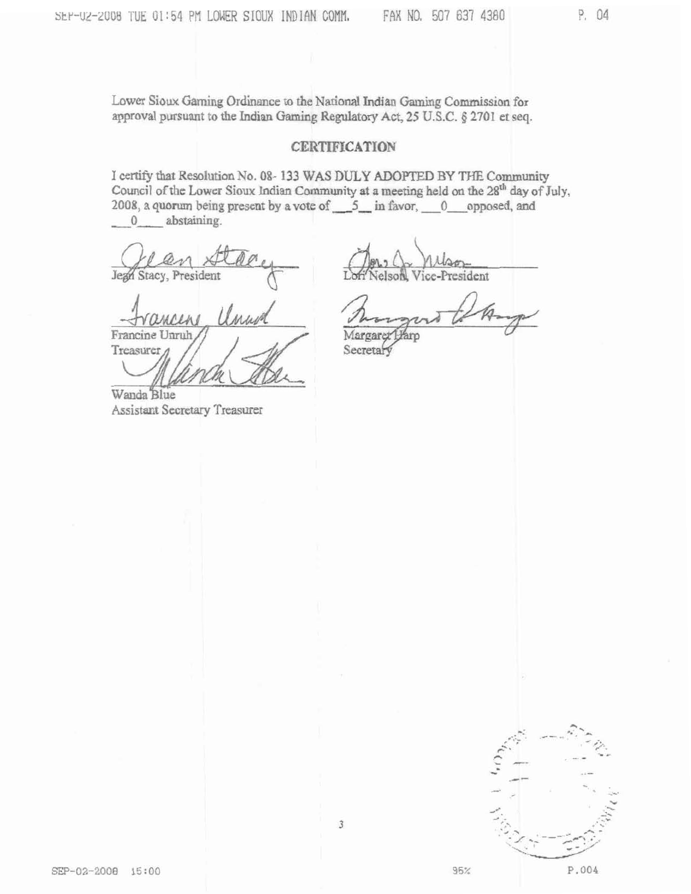Lower Sioux Gaming Ordinance to the National Indian Gaming Commission for approval pursuant to the Indian Gaming Regulatory Act, 25 U.S.C. § 2701 et seq.

## CERTIFICATION

I certify that Resolution No. 08- 133 WAS DULY ADOPTED BY THE Community Council of the Lower Sioux Indian Community at a meeting held on the 28th day of July, 2008, a quorum being present by a vote of \_\_5\_\_ in favor, \_\_0\_\_ opposed, and \_\_0\_\_ abstaining.

Jean Stacy, President

Lori Nelson, Vice-President

Francine Unruh
Treasurer

Margaret Harp
Secretary

Wanda Blue
Assistant Secretary Treasurer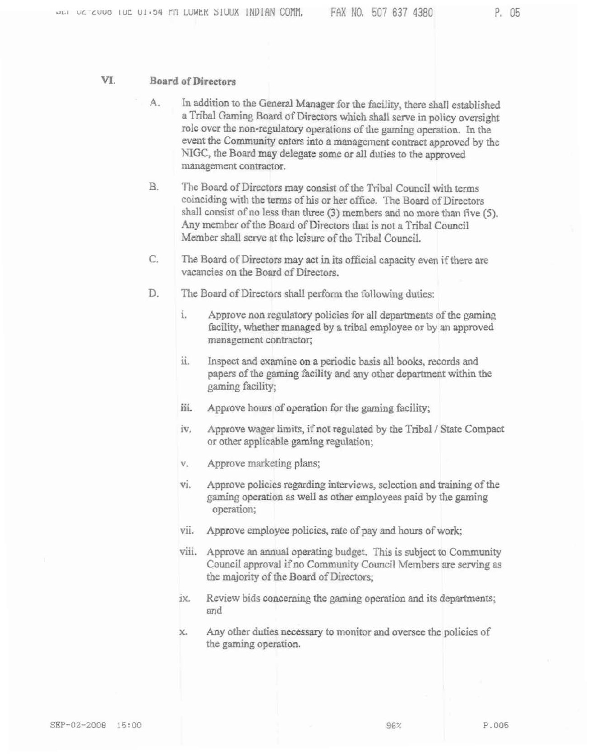## VI. Board of Directors

A. In addition to the General Manager for the facility, there shall established a Tribal Gaming Board of Directors which shall serve in policy oversight role over the non-regulatory operations of the gaming operation. In the event the Community enters into a management contract approved by the NIGC, the Board may delegate some or all duties to the approved management contractor.

B. The Board of Directors may consist of the Tribal Council with terms coinciding with the terms of his or her office. The Board of Directors shall consist of no less than three (3) members and no more than five (5). Any member of the Board of Directors that is not a Tribal Council Member shall serve at the leisure of the Tribal Council.

C. The Board of Directors may act in its official capacity even if there are vacancies on the Board of Directors.

D. The Board of Directors shall perform the following duties:

   i. Approve non regulatory policies for all departments of the gaming facility, whether managed by a tribal employee or by an approved management contractor;

   ii. Inspect and examine on a periodic basis all books, records and papers of the gaming facility and any other department within the gaming facility;

   iii. Approve hours of operation for the gaming facility;

   iv. Approve wager limits, if not regulated by the Tribal / State Compact or other applicable gaming regulation;

   v. Approve marketing plans;

   vi. Approve policies regarding interviews, selection and training of the gaming operation as well as other employees paid by the gaming operation;

   vii. Approve employee policies, rate of pay and hours of work;

   viii. Approve an annual operating budget. This is subject to Community Council approval if no Community Council Members are serving as the majority of the Board of Directors;

   ix. Review bids concerning the gaming operation and its departments; and

   x. Any other duties necessary to monitor and oversee the policies of the gaming operation.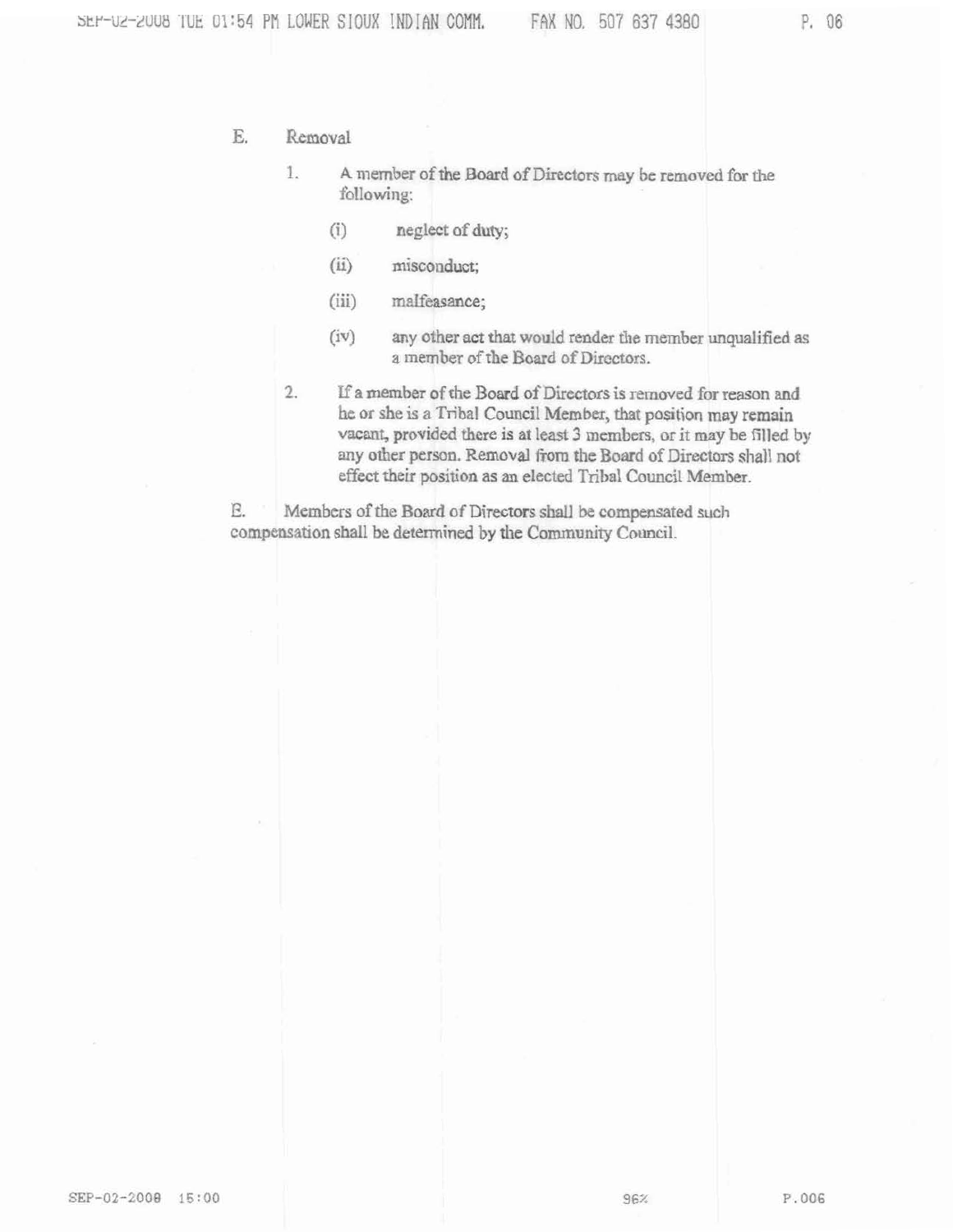E. Removal

1. A member of the Board of Directors may be removed for the following:

   (i) neglect of duty;

   (ii) misconduct;

   (iii) malfeasance;

   (iv) any other act that would render the member unqualified as a member of the Board of Directors.

2. If a member of the Board of Directors is removed for reason and he or she is a Tribal Council Member, that position may remain vacant, provided there is at least 3 members, or it may be filled by any other person. Removal from the Board of Directors shall not effect their position as an elected Tribal Council Member.

E. Members of the Board of Directors shall be compensated such compensation shall be determined by the Community Council.